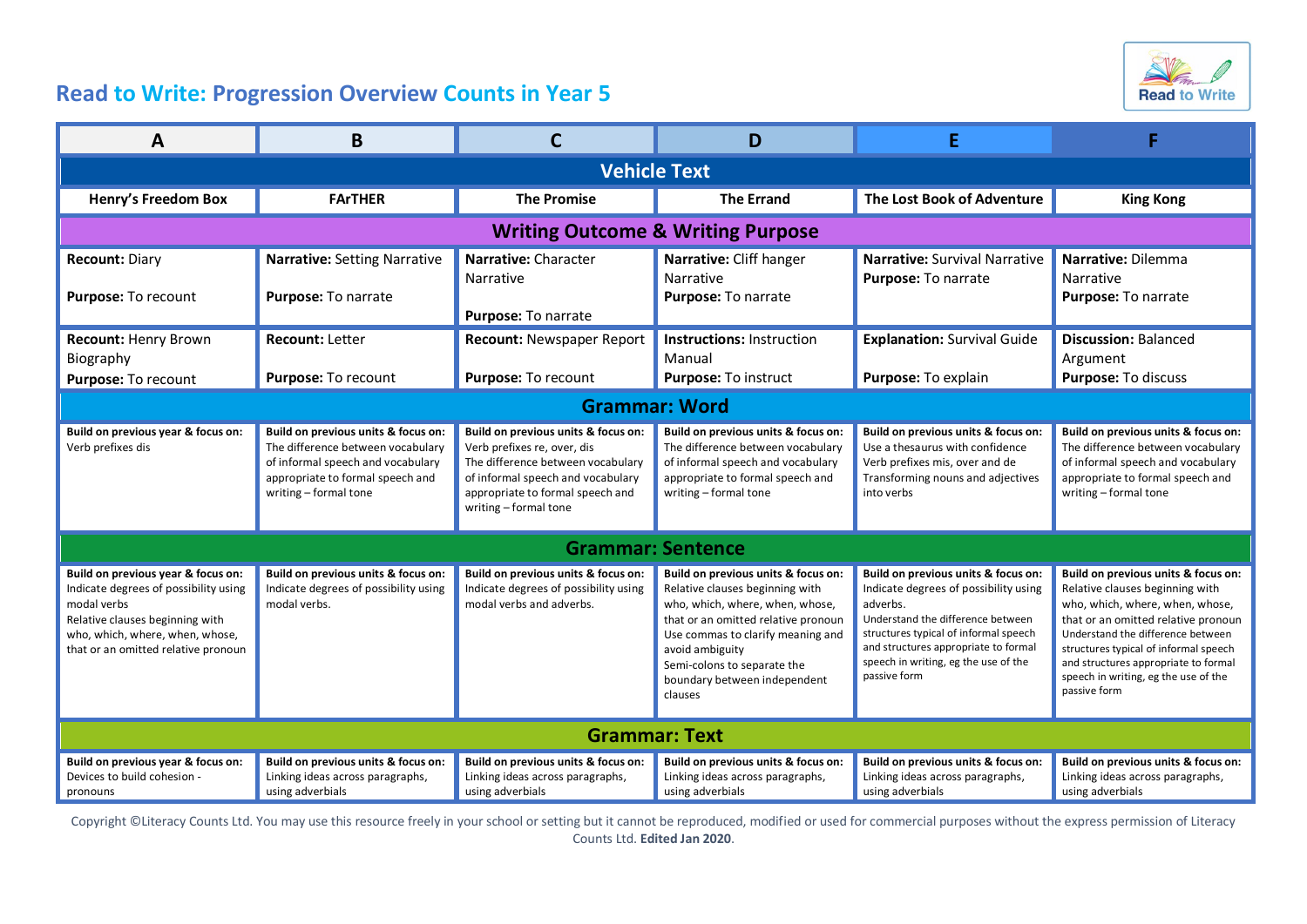# Read to Write: Progression Overview Counts in Year 5

| A | B | C | D | E | F |
|---|---|---|---|---|---|
| **Vehicle Text** | | | | | |
| **Henry's Freedom Box** | **FArTHER** | **The Promise** | **The Errand** | **The Lost Book of Adventure** | **King Kong** |
| **Writing Outcome & Writing Purpose** | | | | | |
| **Recount:** Diary<br><br>**Purpose:** To recount | **Narrative:** Setting Narrative<br><br>**Purpose:** To narrate | **Narrative:** Character Narrative<br><br>**Purpose:** To narrate | **Narrative:** Cliff hanger Narrative<br>**Purpose:** To narrate | **Narrative:** Survival Narrative<br>**Purpose:** To narrate | **Narrative:** Dilemma Narrative<br>**Purpose:** To narrate |
| **Recount:** Henry Brown Biography<br>**Purpose:** To recount | **Recount:** Letter<br><br>**Purpose:** To recount | **Recount:** Newspaper Report<br><br>**Purpose:** To recount | **Instructions:** Instruction Manual<br>**Purpose:** To instruct | **Explanation:** Survival Guide<br><br>**Purpose:** To explain | **Discussion:** Balanced Argument<br>**Purpose:** To discuss |
| **Grammar: Word** | | | | | |
| **Build on previous year & focus on:**<br>Verb prefixes dis | **Build on previous units & focus on:**<br>The difference between vocabulary of informal speech and vocabulary appropriate to formal speech and writing – formal tone | **Build on previous units & focus on:**<br>Verb prefixes re, over, dis<br>The difference between vocabulary of informal speech and vocabulary appropriate to formal speech and writing – formal tone | **Build on previous units & focus on:**<br>The difference between vocabulary of informal speech and vocabulary appropriate to formal speech and writing – formal tone | **Build on previous units & focus on:**<br>Use a thesaurus with confidence<br>Verb prefixes mis, over and de<br>Transforming nouns and adjectives into verbs | **Build on previous units & focus on:**<br>The difference between vocabulary of informal speech and vocabulary appropriate to formal speech and writing – formal tone |
| **Grammar: Sentence** | | | | | |
| **Build on previous year & focus on:**<br>Indicate degrees of possibility using modal verbs<br>Relative clauses beginning with who, which, where, when, whose, that or an omitted relative pronoun | **Build on previous units & focus on:**<br>Indicate degrees of possibility using modal verbs. | **Build on previous units & focus on:**<br>Indicate degrees of possibility using modal verbs and adverbs. | **Build on previous units & focus on:**<br>Relative clauses beginning with who, which, where, when, whose, that or an omitted relative pronoun<br>Use commas to clarify meaning and avoid ambiguity<br>Semi-colons to separate the boundary between independent clauses | **Build on previous units & focus on:**<br>Indicate degrees of possibility using adverbs.<br>Understand the difference between structures typical of informal speech and structures appropriate to formal speech in writing, eg the use of the passive form | **Build on previous units & focus on:**<br>Relative clauses beginning with who, which, where, when, whose, that or an omitted relative pronoun<br>Understand the difference between structures typical of informal speech and structures appropriate to formal speech in writing, eg the use of the passive form |
| **Grammar: Text** | | | | | |
| **Build on previous year & focus on:**<br>Devices to build cohesion - pronouns | **Build on previous units & focus on:**<br>Linking ideas across paragraphs, using adverbials | **Build on previous units & focus on:**<br>Linking ideas across paragraphs, using adverbials | **Build on previous units & focus on:**<br>Linking ideas across paragraphs, using adverbials | **Build on previous units & focus on:**<br>Linking ideas across paragraphs, using adverbials | **Build on previous units & focus on:**<br>Linking ideas across paragraphs, using adverbials |

Copyright ©Literacy Counts Ltd. You may use this resource freely in your school or setting but it cannot be reproduced, modified or used for commercial purposes without the express permission of Literacy Counts Ltd. **Edited Jan 2020**.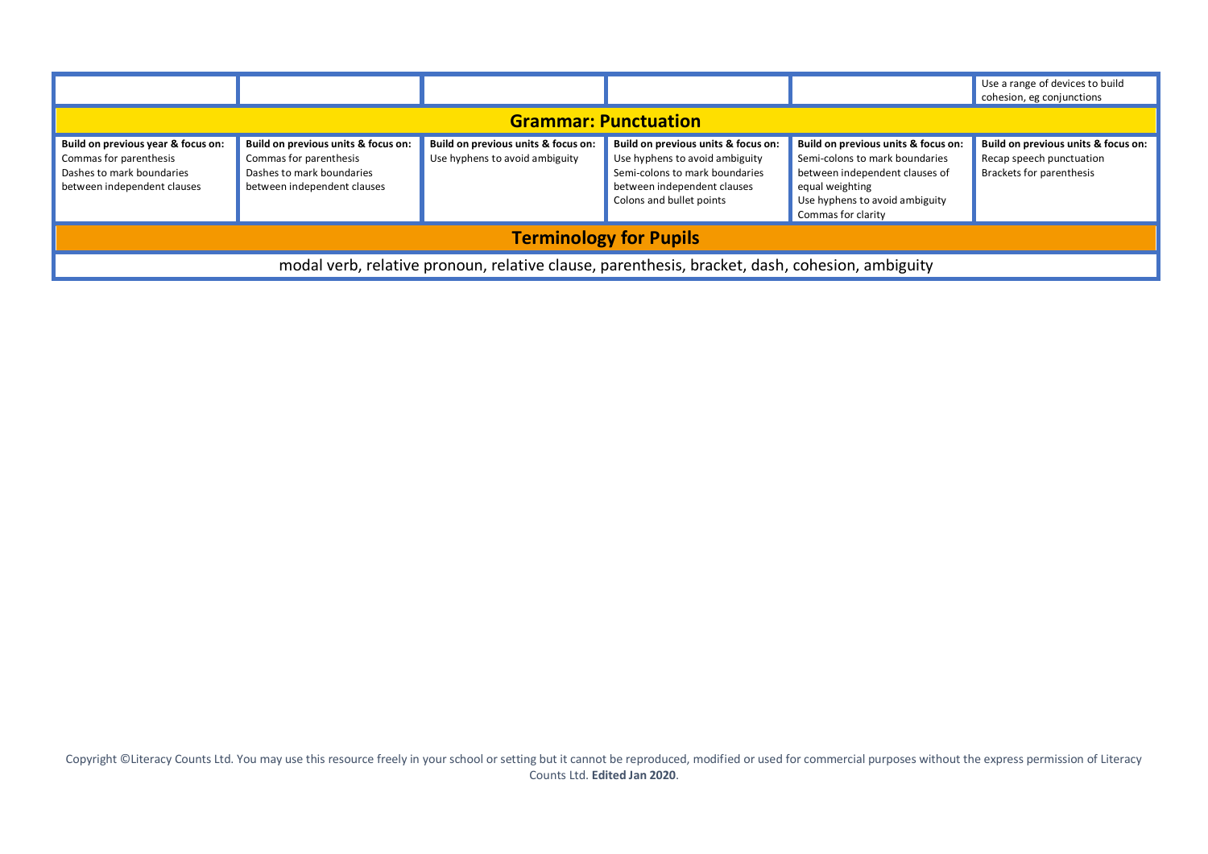| | | | | | |
|---|---|---|---|---|---|
| | | | | | Use a range of devices to build cohesion, eg conjunctions |
| **Grammar: Punctuation** | | | | | |
| **Build on previous year & focus on:** Commas for parenthesis Dashes to mark boundaries between independent clauses | **Build on previous units & focus on:** Commas for parenthesis Dashes to mark boundaries between independent clauses | **Build on previous units & focus on:** Use hyphens to avoid ambiguity | **Build on previous units & focus on:** Use hyphens to avoid ambiguity Semi-colons to mark boundaries between independent clauses Colons and bullet points | **Build on previous units & focus on:** Semi-colons to mark boundaries between independent clauses of equal weighting Use hyphens to avoid ambiguity Commas for clarity | **Build on previous units & focus on:** Recap speech punctuation Brackets for parenthesis |
| **Terminology for Pupils** | | | | | |
| modal verb, relative pronoun, relative clause, parenthesis, bracket, dash, cohesion, ambiguity | | | | | |

Copyright ©Literacy Counts Ltd. You may use this resource freely in your school or setting but it cannot be reproduced, modified or used for commercial purposes without the express permission of Literacy Counts Ltd. **Edited Jan 2020**.